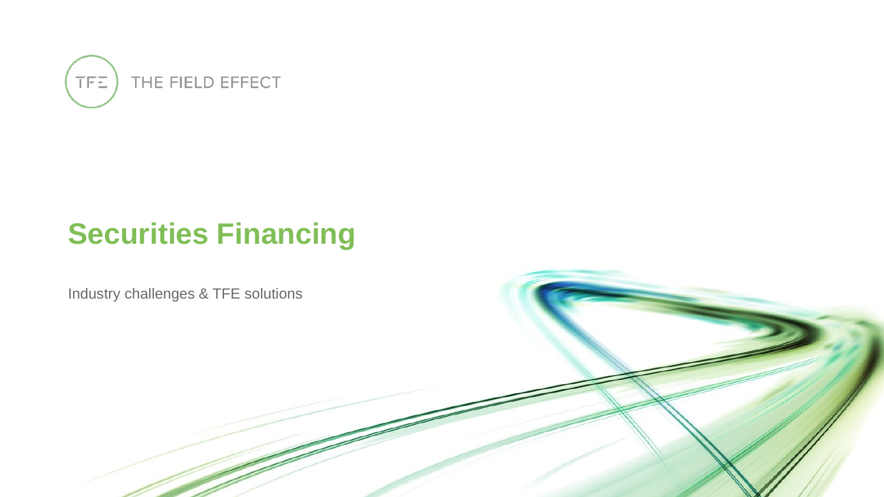TFE THE FIELD EFFECT

# Securities Financing

Industry challenges & TFE solutions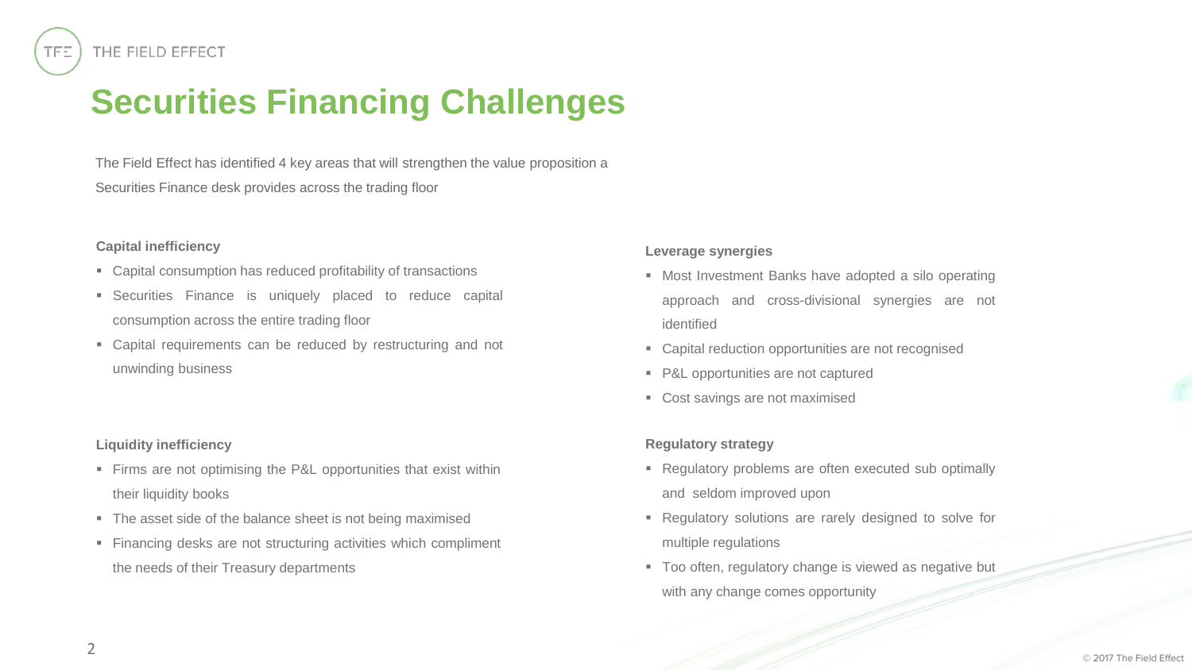# Securities Financing Challenges

The Field Effect has identified 4 key areas that will strengthen the value proposition a Securities Finance desk provides across the trading floor

**Capital inefficiency**

- Capital consumption has reduced profitability of transactions
- Securities Finance is uniquely placed to reduce capital consumption across the entire trading floor
- Capital requirements can be reduced by restructuring and not unwinding business

**Liquidity inefficiency**

- Firms are not optimising the P&L opportunities that exist within their liquidity books
- The asset side of the balance sheet is not being maximised
- Financing desks are not structuring activities which compliment the needs of their Treasury departments

**Leverage synergies**

- Most Investment Banks have adopted a silo operating approach and cross-divisional synergies are not identified
- Capital reduction opportunities are not recognised
- P&L opportunities are not captured
- Cost savings are not maximised

**Regulatory strategy**

- Regulatory problems are often executed sub optimally and seldom improved upon
- Regulatory solutions are rarely designed to solve for multiple regulations
- Too often, regulatory change is viewed as negative but with any change comes opportunity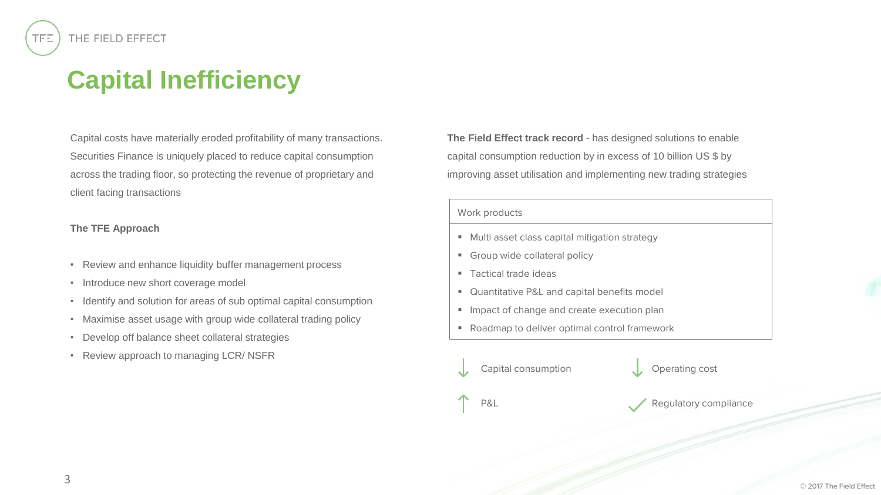# Capital Inefficiency

Capital costs have materially eroded profitability of many transactions. Securities Finance is uniquely placed to reduce capital consumption across the trading floor, so protecting the revenue of proprietary and client facing transactions

**The TFE Approach**

- Review and enhance liquidity buffer management process
- Introduce new short coverage model
- Identify and solution for areas of sub optimal capital consumption
- Maximise asset usage with group wide collateral trading policy
- Develop off balance sheet collateral strategies
- Review approach to managing LCR/ NSFR

**The Field Effect track record** - has designed solutions to enable capital consumption reduction by in excess of 10 billion US $ by improving asset utilisation and implementing new trading strategies

| Work products |
| --- |
| ▪ Multi asset class capital mitigation strategy<br>▪ Group wide collateral policy<br>▪ Tactical trade ideas<br>▪ Quantitative P&L and capital benefits model<br>▪ Impact of change and create execution plan<br>▪ Roadmap to deliver optimal control framework |

↓ Capital consumption

↓ Operating cost

↑ P&L

✓ Regulatory compliance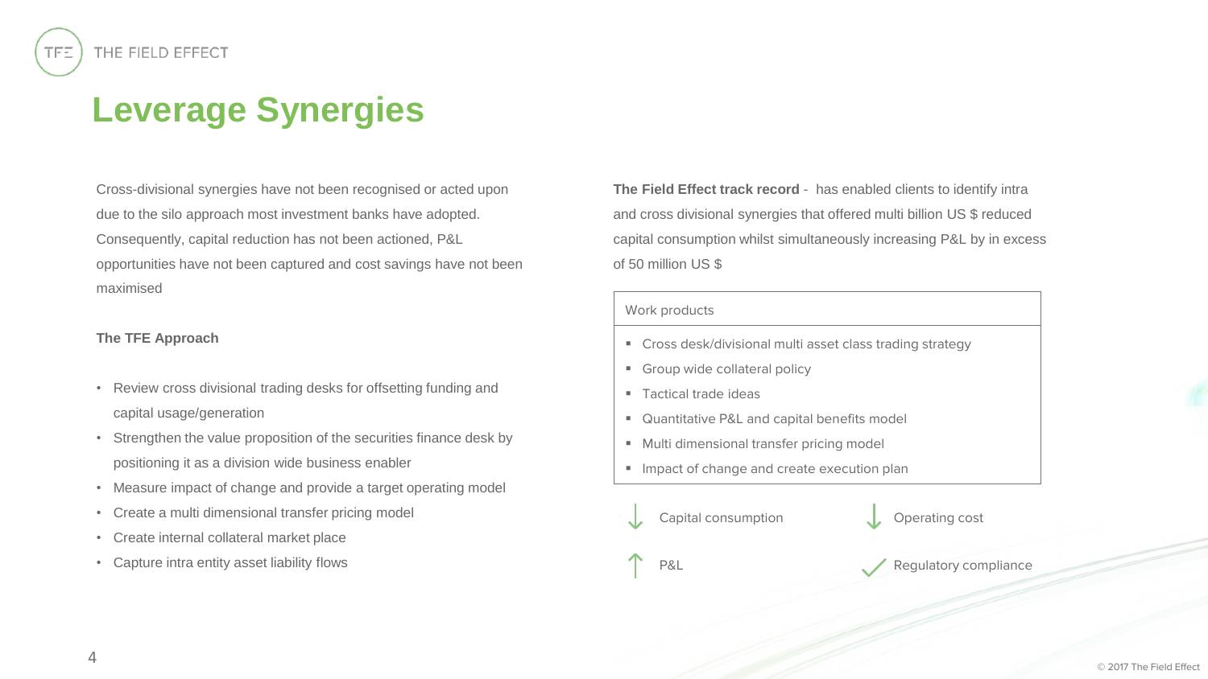# Leverage Synergies

Cross-divisional synergies have not been recognised or acted upon due to the silo approach most investment banks have adopted. Consequently, capital reduction has not been actioned, P&L opportunities have not been captured and cost savings have not been maximised

**The TFE Approach**

- Review cross divisional trading desks for offsetting funding and capital usage/generation
- Strengthen the value proposition of the securities finance desk by positioning it as a division wide business enabler
- Measure impact of change and provide a target operating model
- Create a multi dimensional transfer pricing model
- Create internal collateral market place
- Capture intra entity asset liability flows

**The Field Effect track record** - has enabled clients to identify intra and cross divisional synergies that offered multi billion US $ reduced capital consumption whilst simultaneously increasing P&L by in excess of 50 million US $

| Work products |
|---|
| ▪ Cross desk/divisional multi asset class trading strategy<br>▪ Group wide collateral policy<br>▪ Tactical trade ideas<br>▪ Quantitative P&L and capital benefits model<br>▪ Multi dimensional transfer pricing model<br>▪ Impact of change and create execution plan |

↓ Capital consumption

↓ Operating cost

↑ P&L

✓ Regulatory compliance

© 2017 The Field Effect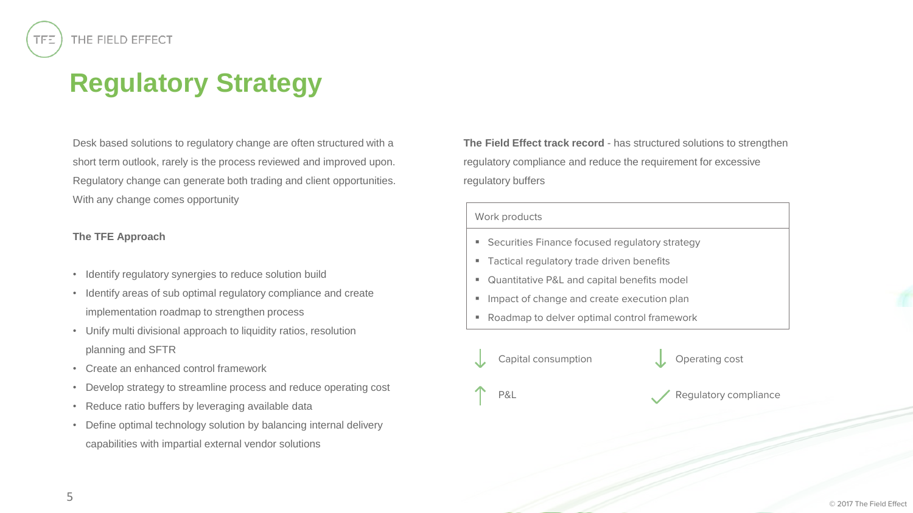# Regulatory Strategy

Desk based solutions to regulatory change are often structured with a short term outlook, rarely is the process reviewed and improved upon. Regulatory change can generate both trading and client opportunities. With any change comes opportunity

**The TFE Approach**

- Identify regulatory synergies to reduce solution build
- Identify areas of sub optimal regulatory compliance and create implementation roadmap to strengthen process
- Unify multi divisional approach to liquidity ratios, resolution planning and SFTR
- Create an enhanced control framework
- Develop strategy to streamline process and reduce operating cost
- Reduce ratio buffers by leveraging available data
- Define optimal technology solution by balancing internal delivery capabilities with impartial external vendor solutions

**The Field Effect track record** - has structured solutions to strengthen regulatory compliance and reduce the requirement for excessive regulatory buffers

| Work products |
| --- |
| ▪ Securities Finance focused regulatory strategy<br>▪ Tactical regulatory trade driven benefits<br>▪ Quantitative P&L and capital benefits model<br>▪ Impact of change and create execution plan<br>▪ Roadmap to delver optimal control framework |

↓ Capital consumption

↓ Operating cost

↑ P&L

✓ Regulatory compliance

© 2017 The Field Effect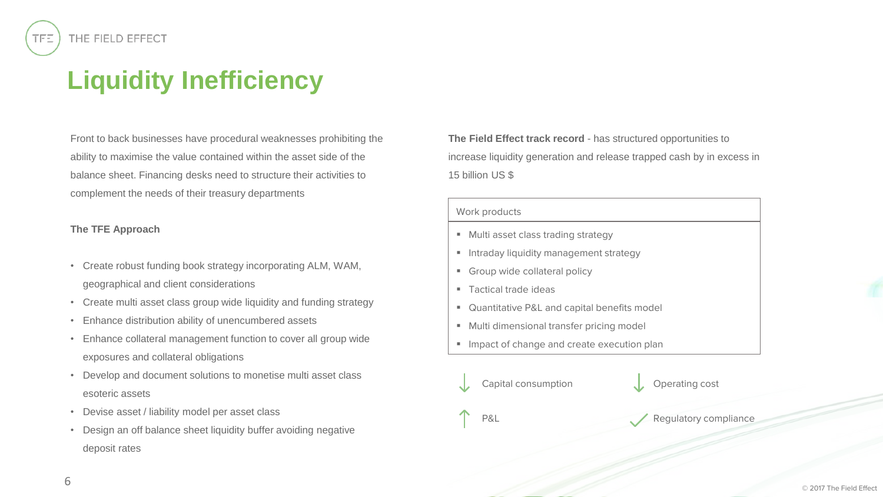# Liquidity Inefficiency

Front to back businesses have procedural weaknesses prohibiting the ability to maximise the value contained within the asset side of the balance sheet. Financing desks need to structure their activities to complement the needs of their treasury departments

**The TFE Approach**

- Create robust funding book strategy incorporating ALM, WAM, geographical and client considerations
- Create multi asset class group wide liquidity and funding strategy
- Enhance distribution ability of unencumbered assets
- Enhance collateral management function to cover all group wide exposures and collateral obligations
- Develop and document solutions to monetise multi asset class esoteric assets
- Devise asset / liability model per asset class
- Design an off balance sheet liquidity buffer avoiding negative deposit rates

**The Field Effect track record** - has structured opportunities to increase liquidity generation and release trapped cash by in excess in 15 billion US $

| Work products |
| --- |
| ▪ Multi asset class trading strategy |
| ▪ Intraday liquidity management strategy |
| ▪ Group wide collateral policy |
| ▪ Tactical trade ideas |
| ▪ Quantitative P&L and capital benefits model |
| ▪ Multi dimensional transfer pricing model |
| ▪ Impact of change and create execution plan |

↓ Capital consumption

↓ Operating cost

↑ P&L

✓ Regulatory compliance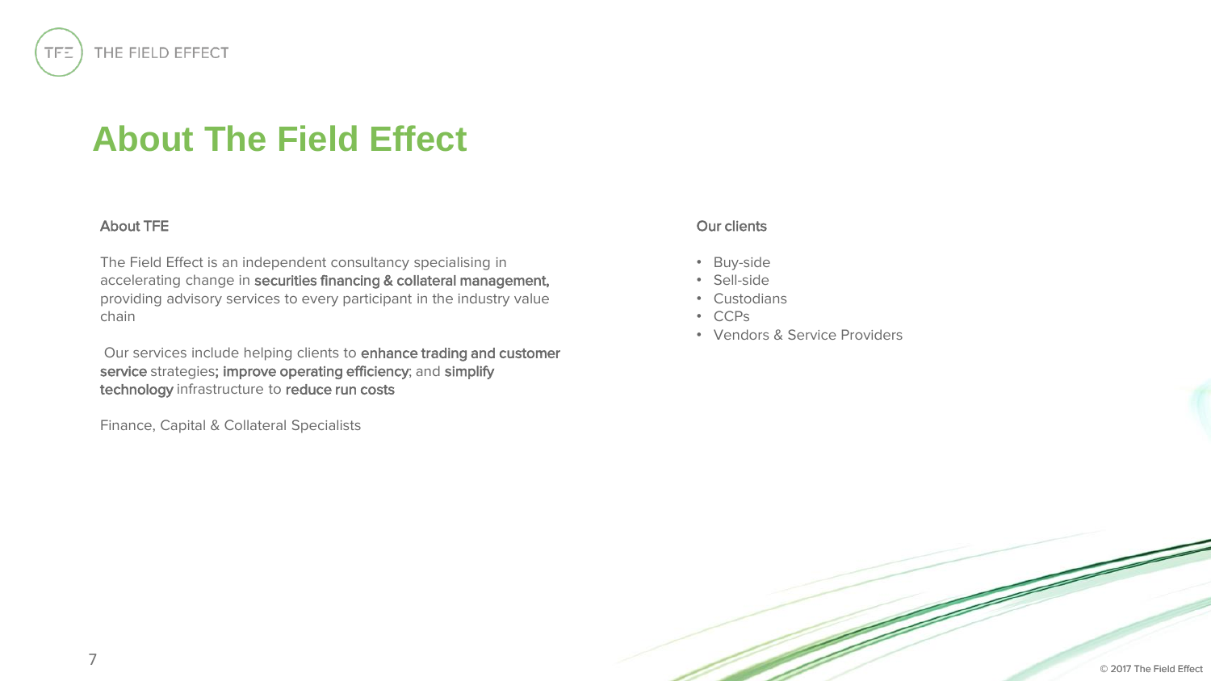# About The Field Effect

### About TFE

The Field Effect is an independent consultancy specialising in accelerating change in **securities financing & collateral management,** providing advisory services to every participant in the industry value chain

Our services include helping clients to **enhance trading and customer service** strategies**; improve operating efficiency**; and **simplify technology** infrastructure to **reduce run costs**

Finance, Capital & Collateral Specialists

### Our clients

- Buy-side
- Sell-side
- Custodians
- CCPs
- Vendors & Service Providers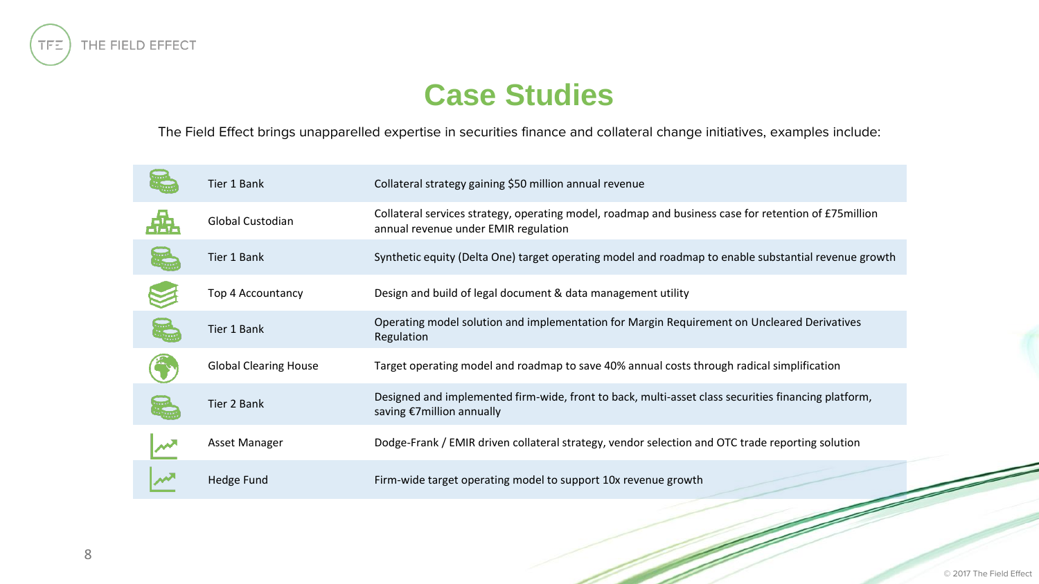# Case Studies

The Field Effect brings unapparelled expertise in securities finance and collateral change initiatives, examples include:

| Client | Initiative |
|---|---|
| Tier 1 Bank | Collateral strategy gaining $50 million annual revenue |
| Global Custodian | Collateral services strategy, operating model, roadmap and business case for retention of £75million annual revenue under EMIR regulation |
| Tier 1 Bank | Synthetic equity (Delta One) target operating model and roadmap to enable substantial revenue growth |
| Top 4 Accountancy | Design and build of legal document & data management utility |
| Tier 1 Bank | Operating model solution and implementation for Margin Requirement on Uncleared Derivatives Regulation |
| Global Clearing House | Target operating model and roadmap to save 40% annual costs through radical simplification |
| Tier 2 Bank | Designed and implemented firm-wide, front to back, multi-asset class securities financing platform, saving €7million annually |
| Asset Manager | Dodge-Frank / EMIR driven collateral strategy, vendor selection and OTC trade reporting solution |
| Hedge Fund | Firm-wide target operating model to support 10x revenue growth |

© 2017 The Field Effect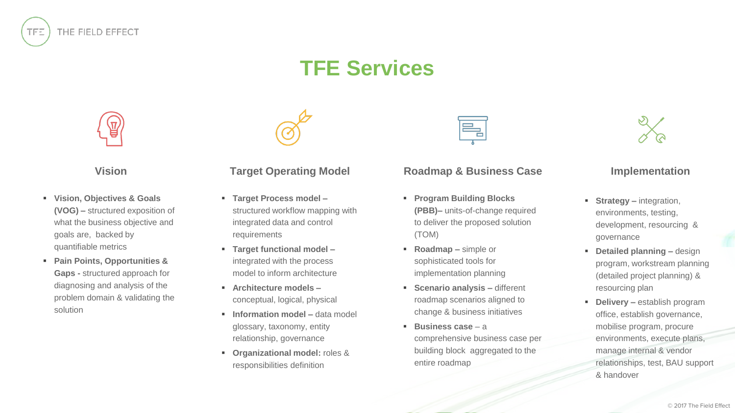# TFE Services

## Vision

- **Vision, Objectives & Goals (VOG) –** structured exposition of what the business objective and goals are, backed by quantifiable metrics
- **Pain Points, Opportunities & Gaps -** structured approach for diagnosing and analysis of the problem domain & validating the solution

## Target Operating Model

- **Target Process model –** structured workflow mapping with integrated data and control requirements
- **Target functional model –** integrated with the process model to inform architecture
- **Architecture models –** conceptual, logical, physical
- **Information model –** data model glossary, taxonomy, entity relationship, governance
- **Organizational model:** roles & responsibilities definition

## Roadmap & Business Case

- **Program Building Blocks (PBB)–** units-of-change required to deliver the proposed solution (TOM)
- **Roadmap –** simple or sophisticated tools for implementation planning
- **Scenario analysis –** different roadmap scenarios aligned to change & business initiatives
- **Business case** – a comprehensive business case per building block aggregated to the entire roadmap

## Implementation

- **Strategy –** integration, environments, testing, development, resourcing & governance
- **Detailed planning –** design program, workstream planning (detailed project planning) & resourcing plan
- **Delivery –** establish program office, establish governance, mobilise program, procure environments, execute plans, manage internal & vendor relationships, test, BAU support & handover

© 2017 The Field Effect